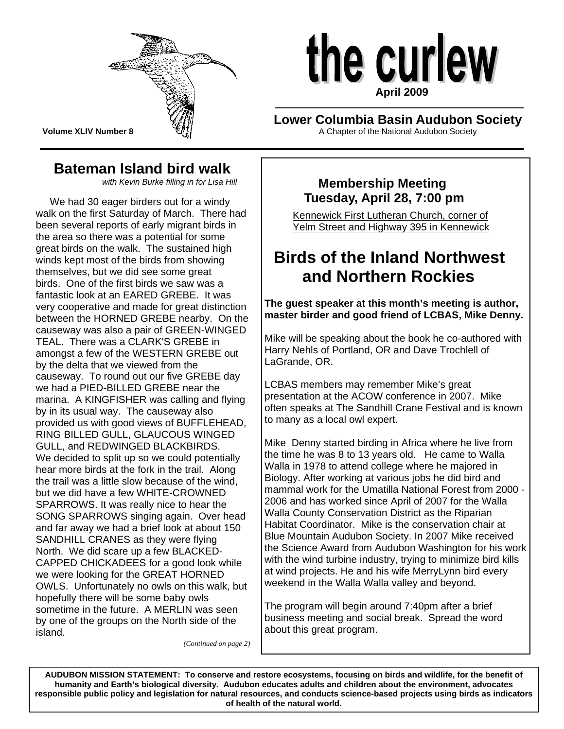# the curlew

**April 2009**

**Volume XLIV Number 8**

## Lower Columbia Basin Audubon Society

A Chapter of the National Audubon Society

## Bateman Island bird walk

*with Kevin Burke filling in for Lisa Hill*

We had 30 eager birders out for a windy walk on the first Saturday of March. There had been several reports of early migrant birds in the area so there was a potential for some great birds on the walk. The sustained high winds kept most of the birds from showing themselves, but we did see some great birds. One of the first birds we saw was a fantastic look at an EARED GREBE. It was very cooperative and made for great distinction between the HORNED GREBE nearby. On the causeway was also a pair of GREEN-WINGED TEAL. There was a CLARK'S GREBE in amongst a few of the WESTERN GREBE out by the delta that we viewed from the causeway. To round out our five GREBE day we had a PIED-BILLED GREBE near the marina. A KINGFISHER was calling and flying by in its usual way. The causeway also provided us with good views of BUFFLEHEAD, RING BILLED GULL, GLAUCOUS WINGED GULL, and REDWINGED BLACKBIRDS. We decided to split up so we could potentially hear more birds at the fork in the trail. Along the trail was a little slow because of the wind, but we did have a few WHITE-CROWNED SPARROWS. It was really nice to hear the SONG SPARROWS singing again. Over head and far away we had a brief look at about 150 SANDHILL CRANES as they were flying North. We did scare up a few BLACKED-CAPPED CHICKADEES for a good look while we were looking for the GREAT HORNED OWLS. Unfortunately no owls on this walk, but hopefully there will be some baby owls sometime in the future. A MERLIN was seen by one of the groups on the North side of the island.

*(Continued on page 2)*

### Membership Meeting
### Tuesday, April 28, 7:00 pm

Kennewick First Lutheran Church, corner of Yelm Street and Highway 395 in Kennewick

## Birds of the Inland Northwest and Northern Rockies

**The guest speaker at this month's meeting is author, master birder and good friend of LCBAS, Mike Denny.**

Mike will be speaking about the book he co-authored with Harry Nehls of Portland, OR and Dave Trochlell of LaGrande, OR.

LCBAS members may remember Mike's great presentation at the ACOW conference in 2007. Mike often speaks at The Sandhill Crane Festival and is known to many as a local owl expert.

Mike Denny started birding in Africa where he live from the time he was 8 to 13 years old. He came to Walla Walla in 1978 to attend college where he majored in Biology. After working at various jobs he did bird and mammal work for the Umatilla National Forest from 2000 - 2006 and has worked since April of 2007 for the Walla Walla County Conservation District as the Riparian Habitat Coordinator. Mike is the conservation chair at Blue Mountain Audubon Society. In 2007 Mike received the Science Award from Audubon Washington for his work with the wind turbine industry, trying to minimize bird kills at wind projects. He and his wife MerryLynn bird every weekend in the Walla Walla valley and beyond.

The program will begin around 7:40pm after a brief business meeting and social break. Spread the word about this great program.

**AUDUBON MISSION STATEMENT: To conserve and restore ecosystems, focusing on birds and wildlife, for the benefit of humanity and Earth's biological diversity. Audubon educates adults and children about the environment, advocates responsible public policy and legislation for natural resources, and conducts science-based projects using birds as indicators of health of the natural world.**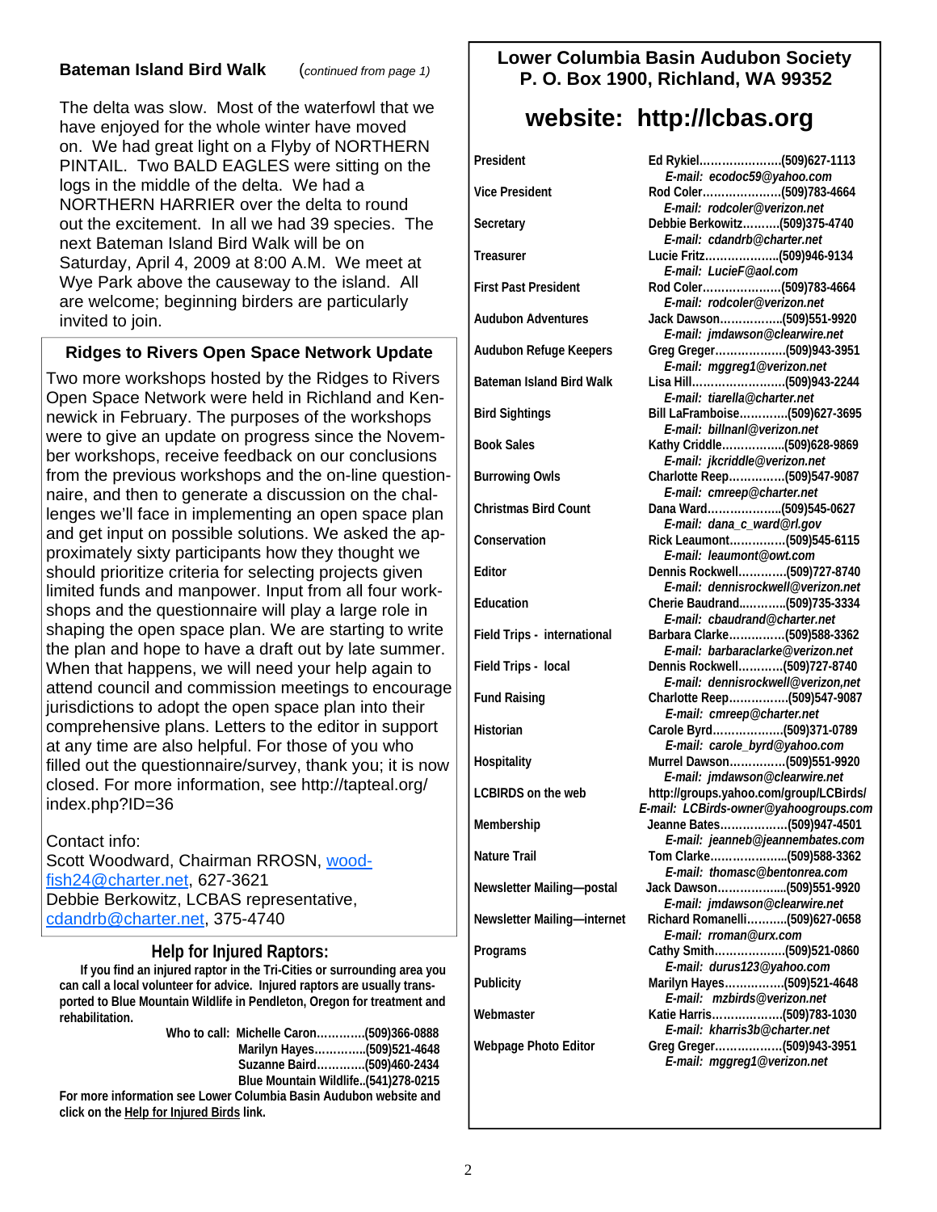## Bateman Island Bird Walk

(*continued from page 1*)

The delta was slow. Most of the waterfowl that we have enjoyed for the whole winter have moved on. We had great light on a Flyby of NORTHERN PINTAIL. Two BALD EAGLES were sitting on the logs in the middle of the delta. We had a NORTHERN HARRIER over the delta to round out the excitement. In all we had 39 species. The next Bateman Island Bird Walk will be on Saturday, April 4, 2009 at 8:00 A.M. We meet at Wye Park above the causeway to the island. All are welcome; beginning birders are particularly invited to join.

## Ridges to Rivers Open Space Network Update

Two more workshops hosted by the Ridges to Rivers Open Space Network were held in Richland and Kennewick in February. The purposes of the workshops were to give an update on progress since the November workshops, receive feedback on our conclusions from the previous workshops and the on-line questionnaire, and then to generate a discussion on the challenges we'll face in implementing an open space plan and get input on possible solutions. We asked the approximately sixty participants how they thought we should prioritize criteria for selecting projects given limited funds and manpower. Input from all four workshops and the questionnaire will play a large role in shaping the open space plan. We are starting to write the plan and hope to have a draft out by late summer. When that happens, we will need your help again to attend council and commission meetings to encourage jurisdictions to adopt the open space plan into their comprehensive plans. Letters to the editor in support at any time are also helpful. For those of you who filled out the questionnaire/survey, thank you; it is now closed. For more information, see http://tapteal.org/index.php?ID=36

Contact info:
Scott Woodward, Chairman RROSN, woodfish24@charter.net, 627-3621
Debbie Berkowitz, LCBAS representative, cdandrb@charter.net, 375-4740

## Help for Injured Raptors:

**If you find an injured raptor in the Tri-Cities or surrounding area you can call a local volunteer for advice. Injured raptors are usually transported to Blue Mountain Wildlife in Pendleton, Oregon for treatment and rehabilitation.**

**Who to call:**
- **Michelle Caron............(509)366-0888**
- **Marilyn Hayes.............(509)521-4648**
- **Suzanne Baird.............(509)460-2434**
- **Blue Mountain Wildlife..(541)278-0215**

**For more information see Lower Columbia Basin Audubon website and click on the Help for Injured Birds link.**

## Lower Columbia Basin Audubon Society
## P. O. Box 1900, Richland, WA 99352

## website: http://lcbas.org

| Position | Contact |
|---|---|
| **President** | Ed Rykiel....................(509)627-1113<br>*E-mail: ecodoc59@yahoo.com* |
| **Vice President** | Rod Coler....................(509)783-4664<br>*E-mail: rodcoler@verizon.net* |
| **Secretary** | Debbie Berkowitz..........(509)375-4740<br>*E-mail: cdandrb@charter.net* |
| **Treasurer** | Lucie Fritz....................(509)946-9134<br>*E-mail: LucieF@aol.com* |
| **First Past President** | Rod Coler....................(509)783-4664<br>*E-mail: rodcoler@verizon.net* |
| **Audubon Adventures** | Jack Dawson................(509)551-9920<br>*E-mail: jmdawson@clearwire.net* |
| **Audubon Refuge Keepers** | Greg Greger..................(509)943-3951<br>*E-mail: mggreg1@verizon.net* |
| **Bateman Island Bird Walk** | Lisa Hill........................(509)943-2244<br>*E-mail: tiarella@charter.net* |
| **Bird Sightings** | Bill LaFramboise............(509)627-3695<br>*E-mail: billnanl@verizon.net* |
| **Book Sales** | Kathy Criddle................(509)628-9869<br>*E-mail: jkcriddle@verizon.net* |
| **Burrowing Owls** | Charlotte Reep...............(509)547-9087<br>*E-mail: cmreep@charter.net* |
| **Christmas Bird Count** | Dana Ward....................(509)545-0627<br>*E-mail: dana_c_ward@rl.gov* |
| **Conservation** | Rick Leaumont...............(509)545-6115<br>*E-mail: leaumont@owt.com* |
| **Editor** | Dennis Rockwell............(509)727-8740<br>*E-mail: dennisrockwell@verizon.net* |
| **Education** | Cherie Baudrand............(509)735-3334<br>*E-mail: cbaudrand@charter.net* |
| **Field Trips - international** | Barbara Clarke...............(509)588-3362<br>*E-mail: barbaraclarke@verizon.net* |
| **Field Trips - local** | Dennis Rockwell............(509)727-8740<br>*E-mail: dennisrockwell@verizon,net* |
| **Fund Raising** | Charlotte Reep................(509)547-9087<br>*E-mail: cmreep@charter.net* |
| **Historian** | Carole Byrd..................(509)371-0789<br>*E-mail: carole_byrd@yahoo.com* |
| **Hospitality** | Murrel Dawson..............(509)551-9920<br>*E-mail: jmdawson@clearwire.net* |
| **LCBIRDS on the web** | http://groups.yahoo.com/group/LCBirds/<br>*E-mail: LCBirds-owner@yahoogroups.com* |
| **Membership** | Jeanne Bates..................(509)947-4501<br>*E-mail: jeanneb@jeannembates.com* |
| **Nature Trail** | Tom Clarke....................(509)588-3362<br>*E-mail: thomasc@bentonrea.com* |
| **Newsletter Mailing—postal** | Jack Dawson..................(509)551-9920<br>*E-mail: jmdawson@clearwire.net* |
| **Newsletter Mailing—internet** | Richard Romanelli...........(509)627-0658<br>*E-mail: rroman@urx.com* |
| **Programs** | Cathy Smith...................(509)521-0860<br>*E-mail: durus123@yahoo.com* |
| **Publicity** | Marilyn Hayes................(509)521-4648<br>*E-mail: mzbirds@verizon.net* |
| **Webmaster** | Katie Harris...................(509)783-1030<br>*E-mail: kharris3b@charter.net* |
| **Webpage Photo Editor** | Greg Greger..................(509)943-3951<br>*E-mail: mggreg1@verizon.net* |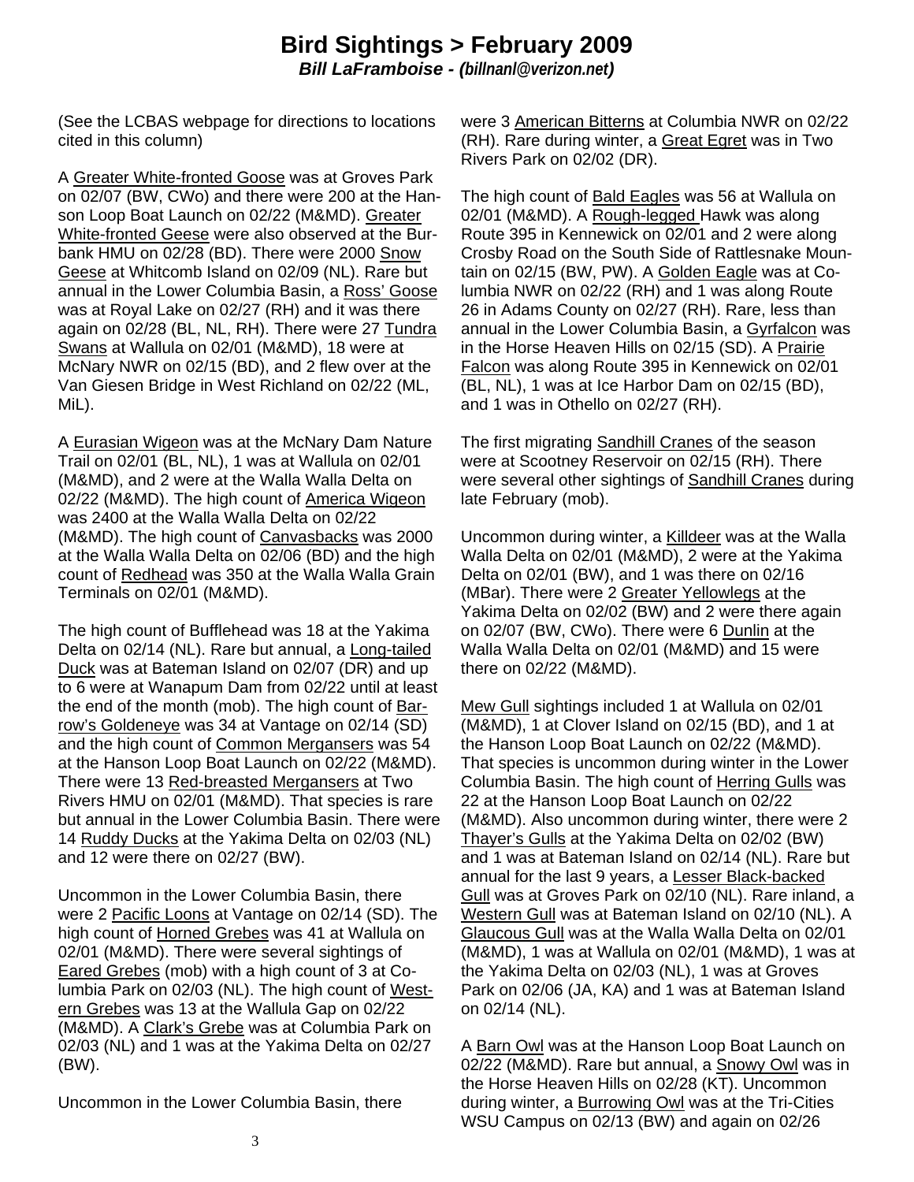# Bird Sightings > February 2009

***Bill LaFramboise - (billnanl@verizon.net)***

(See the LCBAS webpage for directions to locations cited in this column)

A Greater White-fronted Goose was at Groves Park on 02/07 (BW, CWo) and there were 200 at the Hanson Loop Boat Launch on 02/22 (M&MD). Greater White-fronted Geese were also observed at the Burbank HMU on 02/28 (BD). There were 2000 Snow Geese at Whitcomb Island on 02/09 (NL). Rare but annual in the Lower Columbia Basin, a Ross' Goose was at Royal Lake on 02/27 (RH) and it was there again on 02/28 (BL, NL, RH). There were 27 Tundra Swans at Wallula on 02/01 (M&MD), 18 were at McNary NWR on 02/15 (BD), and 2 flew over at the Van Giesen Bridge in West Richland on 02/22 (ML, MiL).

A Eurasian Wigeon was at the McNary Dam Nature Trail on 02/01 (BL, NL), 1 was at Wallula on 02/01 (M&MD), and 2 were at the Walla Walla Delta on 02/22 (M&MD). The high count of America Wigeon was 2400 at the Walla Walla Delta on 02/22 (M&MD). The high count of Canvasbacks was 2000 at the Walla Walla Delta on 02/06 (BD) and the high count of Redhead was 350 at the Walla Walla Grain Terminals on 02/01 (M&MD).

The high count of Bufflehead was 18 at the Yakima Delta on 02/14 (NL). Rare but annual, a Long-tailed Duck was at Bateman Island on 02/07 (DR) and up to 6 were at Wanapum Dam from 02/22 until at least the end of the month (mob). The high count of Barrow's Goldeneye was 34 at Vantage on 02/14 (SD) and the high count of Common Mergansers was 54 at the Hanson Loop Boat Launch on 02/22 (M&MD). There were 13 Red-breasted Mergansers at Two Rivers HMU on 02/01 (M&MD). That species is rare but annual in the Lower Columbia Basin. There were 14 Ruddy Ducks at the Yakima Delta on 02/03 (NL) and 12 were there on 02/27 (BW).

Uncommon in the Lower Columbia Basin, there were 2 Pacific Loons at Vantage on 02/14 (SD). The high count of Horned Grebes was 41 at Wallula on 02/01 (M&MD). There were several sightings of Eared Grebes (mob) with a high count of 3 at Columbia Park on 02/03 (NL). The high count of Western Grebes was 13 at the Wallula Gap on 02/22 (M&MD). A Clark's Grebe was at Columbia Park on 02/03 (NL) and 1 was at the Yakima Delta on 02/27 (BW).

Uncommon in the Lower Columbia Basin, there were 3 American Bitterns at Columbia NWR on 02/22 (RH). Rare during winter, a Great Egret was in Two Rivers Park on 02/02 (DR).

The high count of Bald Eagles was 56 at Wallula on 02/01 (M&MD). A Rough-legged Hawk was along Route 395 in Kennewick on 02/01 and 2 were along Crosby Road on the South Side of Rattlesnake Mountain on 02/15 (BW, PW). A Golden Eagle was at Columbia NWR on 02/22 (RH) and 1 was along Route 26 in Adams County on 02/27 (RH). Rare, less than annual in the Lower Columbia Basin, a Gyrfalcon was in the Horse Heaven Hills on 02/15 (SD). A Prairie Falcon was along Route 395 in Kennewick on 02/01 (BL, NL), 1 was at Ice Harbor Dam on 02/15 (BD), and 1 was in Othello on 02/27 (RH).

The first migrating Sandhill Cranes of the season were at Scootney Reservoir on 02/15 (RH). There were several other sightings of Sandhill Cranes during late February (mob).

Uncommon during winter, a Killdeer was at the Walla Walla Delta on 02/01 (M&MD), 2 were at the Yakima Delta on 02/01 (BW), and 1 was there on 02/16 (MBar). There were 2 Greater Yellowlegs at the Yakima Delta on 02/02 (BW) and 2 were there again on 02/07 (BW, CWo). There were 6 Dunlin at the Walla Walla Delta on 02/01 (M&MD) and 15 were there on 02/22 (M&MD).

Mew Gull sightings included 1 at Wallula on 02/01 (M&MD), 1 at Clover Island on 02/15 (BD), and 1 at the Hanson Loop Boat Launch on 02/22 (M&MD). That species is uncommon during winter in the Lower Columbia Basin. The high count of Herring Gulls was 22 at the Hanson Loop Boat Launch on 02/22 (M&MD). Also uncommon during winter, there were 2 Thayer's Gulls at the Yakima Delta on 02/02 (BW) and 1 was at Bateman Island on 02/14 (NL). Rare but annual for the last 9 years, a Lesser Black-backed Gull was at Groves Park on 02/10 (NL). Rare inland, a Western Gull was at Bateman Island on 02/10 (NL). A Glaucous Gull was at the Walla Walla Delta on 02/01 (M&MD), 1 was at Wallula on 02/01 (M&MD), 1 was at the Yakima Delta on 02/03 (NL), 1 was at Groves Park on 02/06 (JA, KA) and 1 was at Bateman Island on 02/14 (NL).

A Barn Owl was at the Hanson Loop Boat Launch on 02/22 (M&MD). Rare but annual, a Snowy Owl was in the Horse Heaven Hills on 02/28 (KT). Uncommon during winter, a Burrowing Owl was at the Tri-Cities WSU Campus on 02/13 (BW) and again on 02/26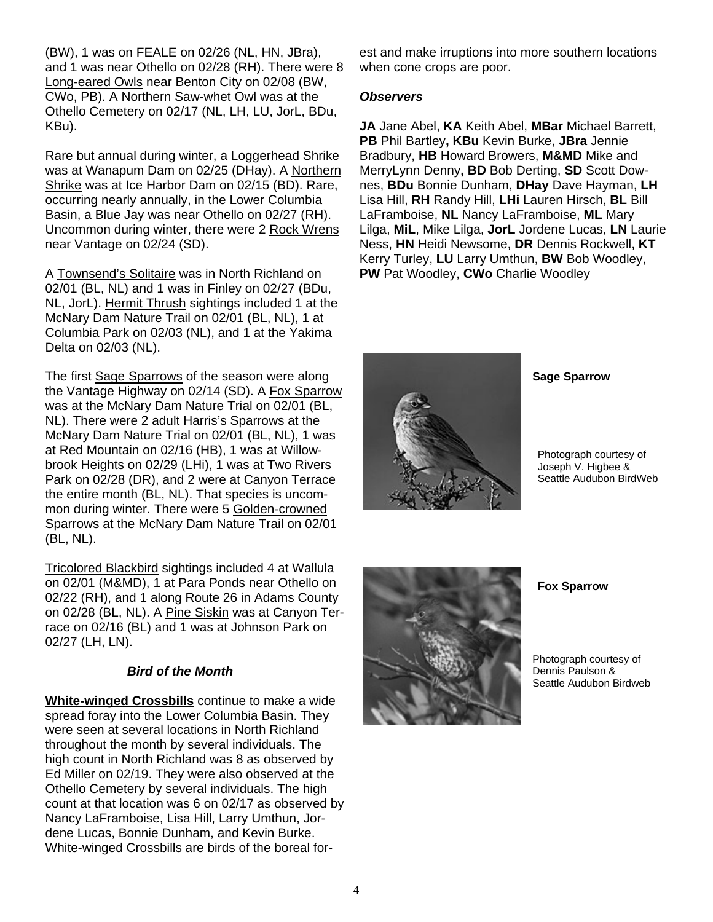(BW), 1 was on FEALE on 02/26 (NL, HN, JBra), and 1 was near Othello on 02/28 (RH). There were 8 Long-eared Owls near Benton City on 02/08 (BW, CWo, PB). A Northern Saw-whet Owl was at the Othello Cemetery on 02/17 (NL, LH, LU, JorL, BDu, KBu).

Rare but annual during winter, a Loggerhead Shrike was at Wanapum Dam on 02/25 (DHay). A Northern Shrike was at Ice Harbor Dam on 02/15 (BD). Rare, occurring nearly annually, in the Lower Columbia Basin, a Blue Jay was near Othello on 02/27 (RH). Uncommon during winter, there were 2 Rock Wrens near Vantage on 02/24 (SD).

A Townsend's Solitaire was in North Richland on 02/01 (BL, NL) and 1 was in Finley on 02/27 (BDu, NL, JorL). Hermit Thrush sightings included 1 at the McNary Dam Nature Trail on 02/01 (BL, NL), 1 at Columbia Park on 02/03 (NL), and 1 at the Yakima Delta on 02/03 (NL).

The first Sage Sparrows of the season were along the Vantage Highway on 02/14 (SD). A Fox Sparrow was at the McNary Dam Nature Trial on 02/01 (BL, NL). There were 2 adult Harris's Sparrows at the McNary Dam Nature Trial on 02/01 (BL, NL), 1 was at Red Mountain on 02/16 (HB), 1 was at Willowbrook Heights on 02/29 (LHi), 1 was at Two Rivers Park on 02/28 (DR), and 2 were at Canyon Terrace the entire month (BL, NL). That species is uncommon during winter. There were 5 Golden-crowned Sparrows at the McNary Dam Nature Trail on 02/01 (BL, NL).

Tricolored Blackbird sightings included 4 at Wallula on 02/01 (M&MD), 1 at Para Ponds near Othello on 02/22 (RH), and 1 along Route 26 in Adams County on 02/28 (BL, NL). A Pine Siskin was at Canyon Terrace on 02/16 (BL) and 1 was at Johnson Park on 02/27 (LH, LN).

### *Bird of the Month*

**White-winged Crossbills** continue to make a wide spread foray into the Lower Columbia Basin. They were seen at several locations in North Richland throughout the month by several individuals. The high count in North Richland was 8 as observed by Ed Miller on 02/19. They were also observed at the Othello Cemetery by several individuals. The high count at that location was 6 on 02/17 as observed by Nancy LaFramboise, Lisa Hill, Larry Umthun, Jordene Lucas, Bonnie Dunham, and Kevin Burke. White-winged Crossbills are birds of the boreal forest and make irruptions into more southern locations when cone crops are poor.

### *Observers*

**JA** Jane Abel, **KA** Keith Abel, **MBar** Michael Barrett, **PB** Phil Bartley**, KBu** Kevin Burke, **JBra** Jennie Bradbury, **HB** Howard Browers, **M&MD** Mike and MerryLynn Denny**, BD** Bob Derting, **SD** Scott Downes, **BDu** Bonnie Dunham, **DHay** Dave Hayman, **LH** Lisa Hill, **RH** Randy Hill, **LHi** Lauren Hirsch, **BL** Bill LaFramboise, **NL** Nancy LaFramboise, **ML** Mary Lilga, **MiL**, Mike Lilga, **JorL** Jordene Lucas, **LN** Laurie Ness, **HN** Heidi Newsome, **DR** Dennis Rockwell, **KT** Kerry Turley, **LU** Larry Umthun, **BW** Bob Woodley, **PW** Pat Woodley, **CWo** Charlie Woodley

**Sage Sparrow**

Photograph courtesy of Joseph V. Higbee & Seattle Audubon BirdWeb

**Fox Sparrow**

Photograph courtesy of Dennis Paulson & Seattle Audubon Birdweb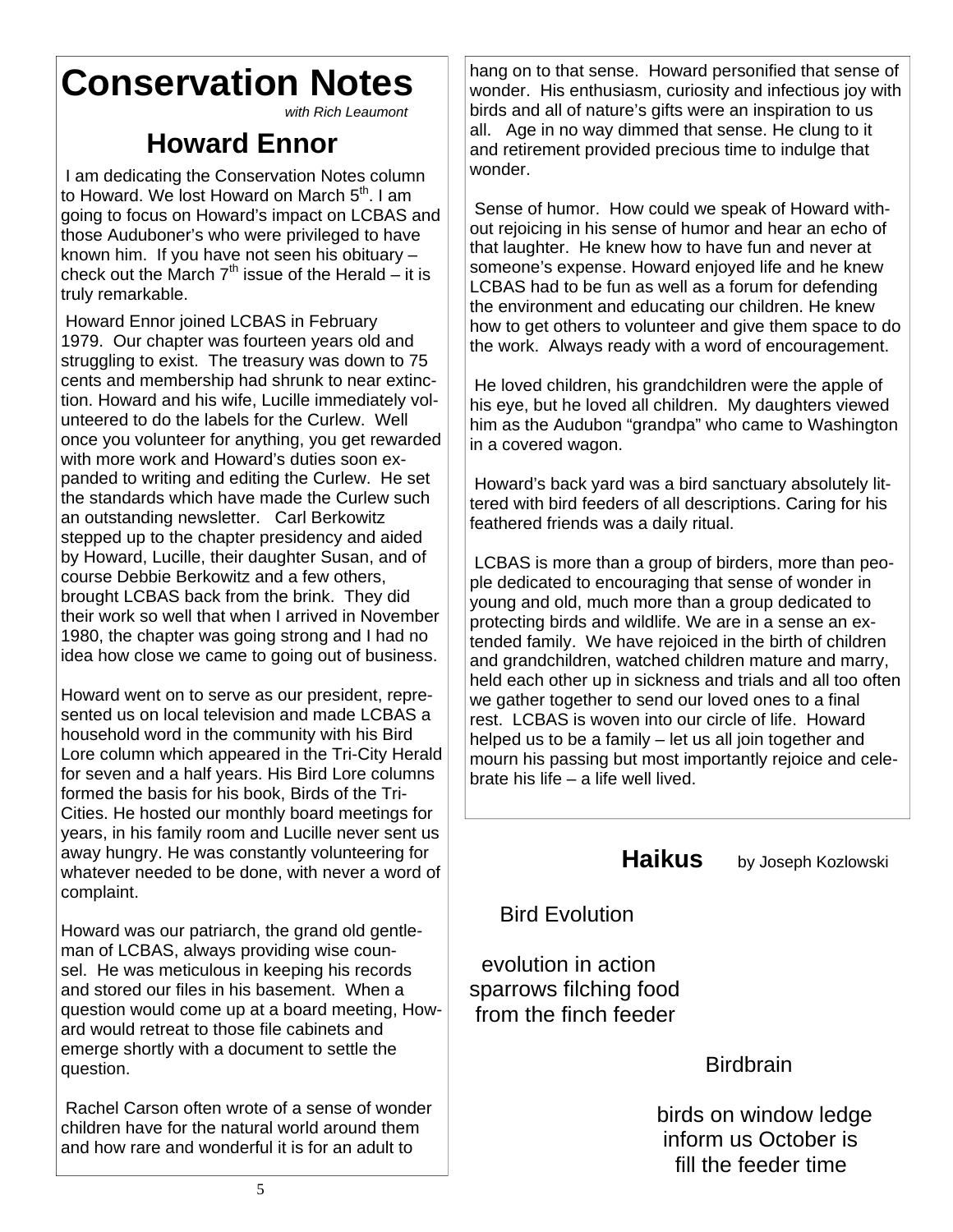# Conservation Notes

*with Rich Leaumont*

## Howard Ennor

I am dedicating the Conservation Notes column to Howard. We lost Howard on March 5th. I am going to focus on Howard's impact on LCBAS and those Auduboner's who were privileged to have known him. If you have not seen his obituary – check out the March 7th issue of the Herald – it is truly remarkable.

Howard Ennor joined LCBAS in February 1979. Our chapter was fourteen years old and struggling to exist. The treasury was down to 75 cents and membership had shrunk to near extinction. Howard and his wife, Lucille immediately volunteered to do the labels for the Curlew. Well once you volunteer for anything, you get rewarded with more work and Howard's duties soon expanded to writing and editing the Curlew. He set the standards which have made the Curlew such an outstanding newsletter. Carl Berkowitz stepped up to the chapter presidency and aided by Howard, Lucille, their daughter Susan, and of course Debbie Berkowitz and a few others, brought LCBAS back from the brink. They did their work so well that when I arrived in November 1980, the chapter was going strong and I had no idea how close we came to going out of business.

Howard went on to serve as our president, represented us on local television and made LCBAS a household word in the community with his Bird Lore column which appeared in the Tri-City Herald for seven and a half years. His Bird Lore columns formed the basis for his book, Birds of the Tri-Cities. He hosted our monthly board meetings for years, in his family room and Lucille never sent us away hungry. He was constantly volunteering for whatever needed to be done, with never a word of complaint.

Howard was our patriarch, the grand old gentleman of LCBAS, always providing wise counsel. He was meticulous in keeping his records and stored our files in his basement. When a question would come up at a board meeting, Howard would retreat to those file cabinets and emerge shortly with a document to settle the question.

Rachel Carson often wrote of a sense of wonder children have for the natural world around them and how rare and wonderful it is for an adult to hang on to that sense. Howard personified that sense of wonder. His enthusiasm, curiosity and infectious joy with birds and all of nature's gifts were an inspiration to us all. Age in no way dimmed that sense. He clung to it and retirement provided precious time to indulge that wonder.

Sense of humor. How could we speak of Howard without rejoicing in his sense of humor and hear an echo of that laughter. He knew how to have fun and never at someone's expense. Howard enjoyed life and he knew LCBAS had to be fun as well as a forum for defending the environment and educating our children. He knew how to get others to volunteer and give them space to do the work. Always ready with a word of encouragement.

He loved children, his grandchildren were the apple of his eye, but he loved all children. My daughters viewed him as the Audubon "grandpa" who came to Washington in a covered wagon.

Howard's back yard was a bird sanctuary absolutely littered with bird feeders of all descriptions. Caring for his feathered friends was a daily ritual.

LCBAS is more than a group of birders, more than people dedicated to encouraging that sense of wonder in young and old, much more than a group dedicated to protecting birds and wildlife. We are in a sense an extended family. We have rejoiced in the birth of children and grandchildren, watched children mature and marry, held each other up in sickness and trials and all too often we gather together to send our loved ones to a final rest. LCBAS is woven into our circle of life. Howard helped us to be a family – let us all join together and mourn his passing but most importantly rejoice and celebrate his life – a life well lived.

## Haikus

by Joseph Kozlowski

### Bird Evolution

evolution in action
sparrows filching food
from the finch feeder

### Birdbrain

birds on window ledge
inform us October is
fill the feeder time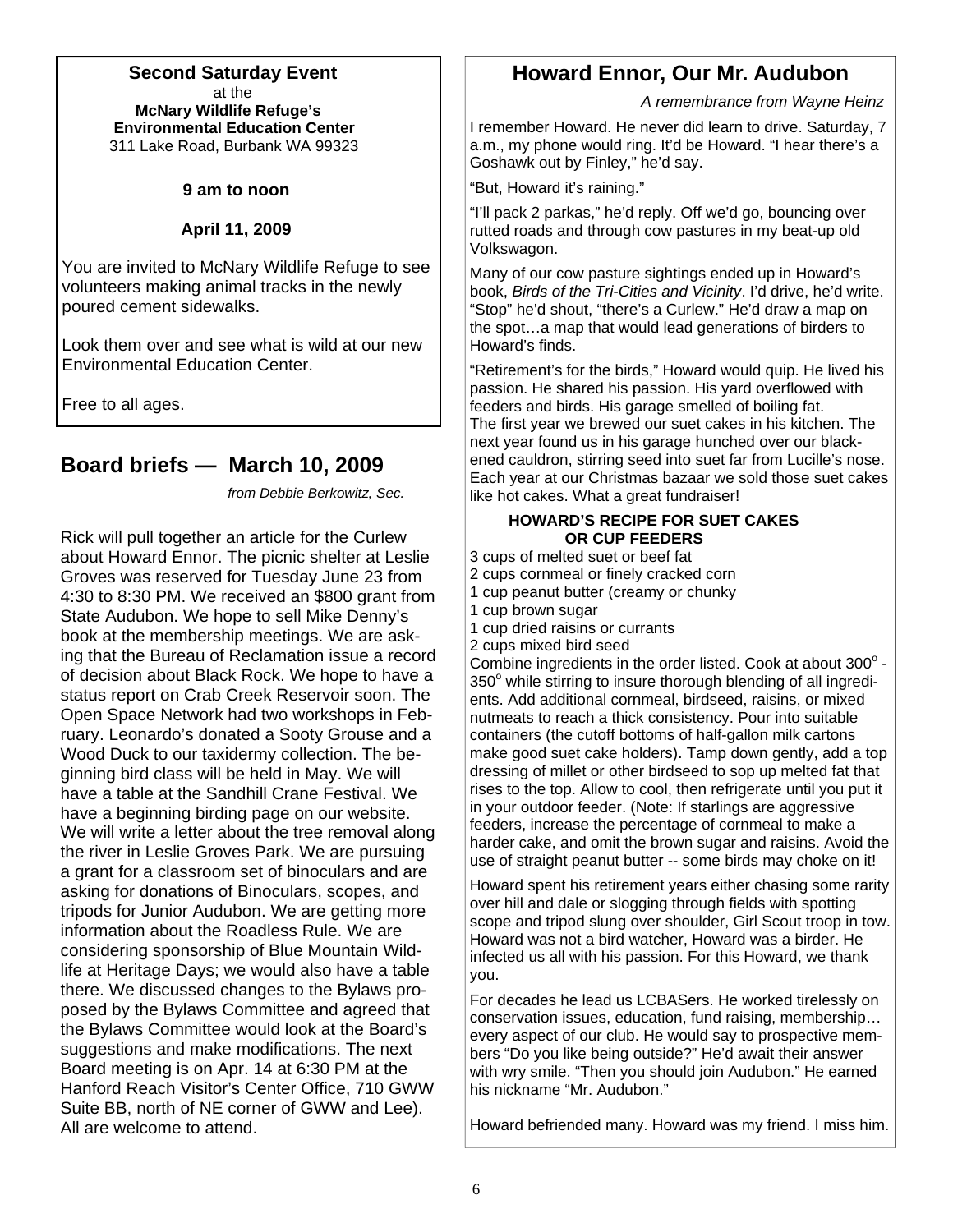**Second Saturday Event**
at the
**McNary Wildlife Refuge's Environmental Education Center**
311 Lake Road, Burbank WA 99323

**9 am to noon**

**April 11, 2009**

You are invited to McNary Wildlife Refuge to see volunteers making animal tracks in the newly poured cement sidewalks.

Look them over and see what is wild at our new Environmental Education Center.

Free to all ages.

## Board briefs — March 10, 2009

*from Debbie Berkowitz, Sec.*

Rick will pull together an article for the Curlew about Howard Ennor. The picnic shelter at Leslie Groves was reserved for Tuesday June 23 from 4:30 to 8:30 PM. We received an $800 grant from State Audubon. We hope to sell Mike Denny's book at the membership meetings. We are asking that the Bureau of Reclamation issue a record of decision about Black Rock. We hope to have a status report on Crab Creek Reservoir soon. The Open Space Network had two workshops in February. Leonardo's donated a Sooty Grouse and a Wood Duck to our taxidermy collection. The beginning bird class will be held in May. We will have a table at the Sandhill Crane Festival. We have a beginning birding page on our website. We will write a letter about the tree removal along the river in Leslie Groves Park. We are pursuing a grant for a classroom set of binoculars and are asking for donations of Binoculars, scopes, and tripods for Junior Audubon. We are getting more information about the Roadless Rule. We are considering sponsorship of Blue Mountain Wildlife at Heritage Days; we would also have a table there. We discussed changes to the Bylaws proposed by the Bylaws Committee and agreed that the Bylaws Committee would look at the Board's suggestions and make modifications. The next Board meeting is on Apr. 14 at 6:30 PM at the Hanford Reach Visitor's Center Office, 710 GWW Suite BB, north of NE corner of GWW and Lee). All are welcome to attend.

## Howard Ennor, Our Mr. Audubon

*A remembrance from Wayne Heinz*

I remember Howard. He never did learn to drive. Saturday, 7 a.m., my phone would ring. It'd be Howard. "I hear there's a Goshawk out by Finley," he'd say.

"But, Howard it's raining."

"I'll pack 2 parkas," he'd reply. Off we'd go, bouncing over rutted roads and through cow pastures in my beat-up old Volkswagon.

Many of our cow pasture sightings ended up in Howard's book, *Birds of the Tri-Cities and Vicinity*. I'd drive, he'd write. "Stop" he'd shout, "there's a Curlew." He'd draw a map on the spot…a map that would lead generations of birders to Howard's finds.

"Retirement's for the birds," Howard would quip. He lived his passion. He shared his passion. His yard overflowed with feeders and birds. His garage smelled of boiling fat. The first year we brewed our suet cakes in his kitchen. The next year found us in his garage hunched over our blackened cauldron, stirring seed into suet far from Lucille's nose. Each year at our Christmas bazaar we sold those suet cakes like hot cakes. What a great fundraiser!

**HOWARD'S RECIPE FOR SUET CAKES OR CUP FEEDERS**

3 cups of melted suet or beef fat
2 cups cornmeal or finely cracked corn
1 cup peanut butter (creamy or chunky
1 cup brown sugar
1 cup dried raisins or currants
2 cups mixed bird seed

Combine ingredients in the order listed. Cook at about 300° - 350° while stirring to insure thorough blending of all ingredients. Add additional cornmeal, birdseed, raisins, or mixed nutmeats to reach a thick consistency. Pour into suitable containers (the cutoff bottoms of half-gallon milk cartons make good suet cake holders). Tamp down gently, add a top dressing of millet or other birdseed to sop up melted fat that rises to the top. Allow to cool, then refrigerate until you put it in your outdoor feeder. (Note: If starlings are aggressive feeders, increase the percentage of cornmeal to make a harder cake, and omit the brown sugar and raisins. Avoid the use of straight peanut butter -- some birds may choke on it!

Howard spent his retirement years either chasing some rarity over hill and dale or slogging through fields with spotting scope and tripod slung over shoulder, Girl Scout troop in tow. Howard was not a bird watcher, Howard was a birder. He infected us all with his passion. For this Howard, we thank you.

For decades he lead us LCBASers. He worked tirelessly on conservation issues, education, fund raising, membership… every aspect of our club. He would say to prospective members "Do you like being outside?" He'd await their answer with wry smile. "Then you should join Audubon." He earned his nickname "Mr. Audubon."

Howard befriended many. Howard was my friend. I miss him.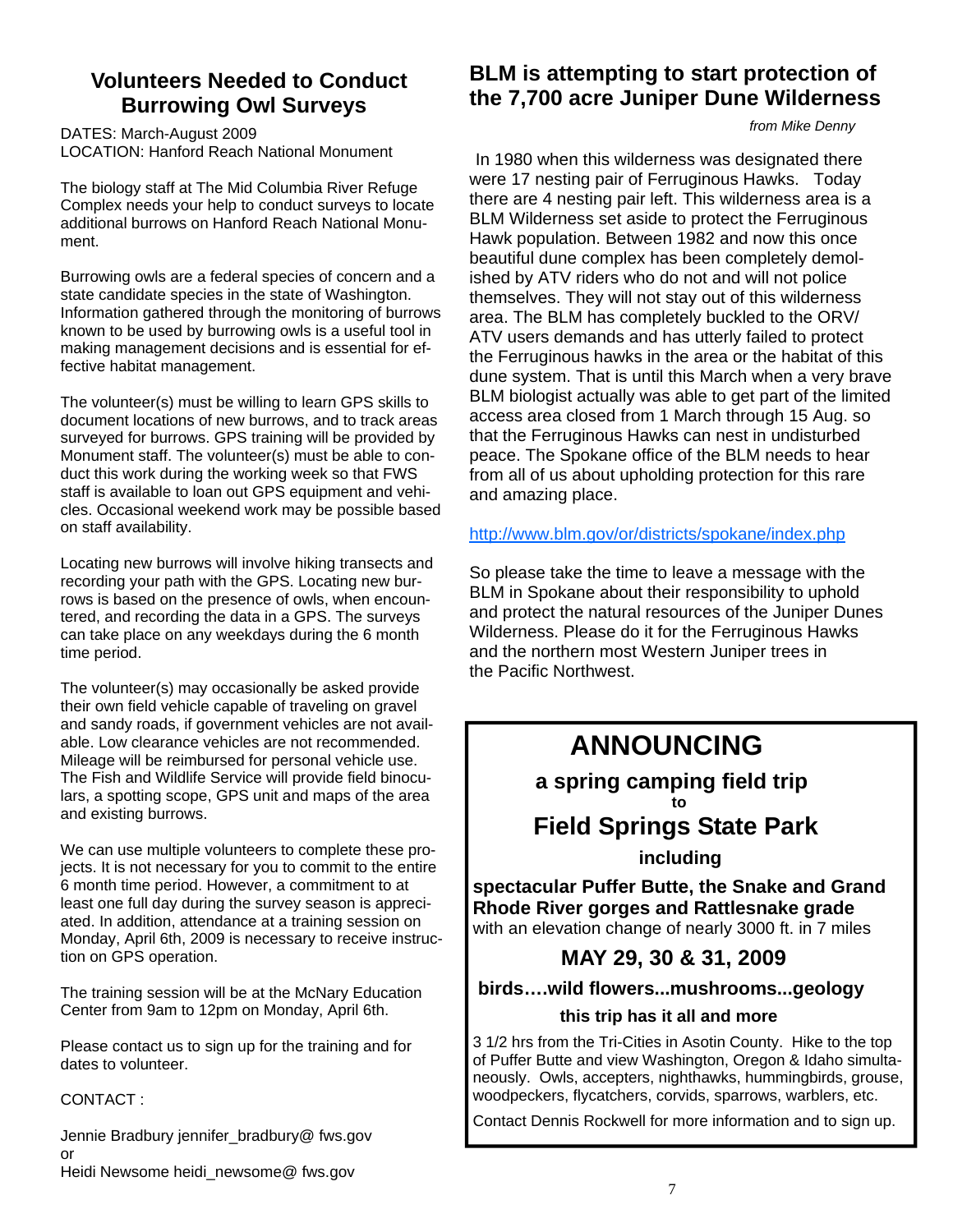## Volunteers Needed to Conduct Burrowing Owl Surveys

DATES: March-August 2009
LOCATION: Hanford Reach National Monument

The biology staff at The Mid Columbia River Refuge Complex needs your help to conduct surveys to locate additional burrows on Hanford Reach National Monument.

Burrowing owls are a federal species of concern and a state candidate species in the state of Washington. Information gathered through the monitoring of burrows known to be used by burrowing owls is a useful tool in making management decisions and is essential for effective habitat management.

The volunteer(s) must be willing to learn GPS skills to document locations of new burrows, and to track areas surveyed for burrows. GPS training will be provided by Monument staff. The volunteer(s) must be able to conduct this work during the working week so that FWS staff is available to loan out GPS equipment and vehicles. Occasional weekend work may be possible based on staff availability.

Locating new burrows will involve hiking transects and recording your path with the GPS. Locating new burrows is based on the presence of owls, when encountered, and recording the data in a GPS. The surveys can take place on any weekdays during the 6 month time period.

The volunteer(s) may occasionally be asked provide their own field vehicle capable of traveling on gravel and sandy roads, if government vehicles are not available. Low clearance vehicles are not recommended. Mileage will be reimbursed for personal vehicle use. The Fish and Wildlife Service will provide field binoculars, a spotting scope, GPS unit and maps of the area and existing burrows.

We can use multiple volunteers to complete these projects. It is not necessary for you to commit to the entire 6 month time period. However, a commitment to at least one full day during the survey season is appreciated. In addition, attendance at a training session on Monday, April 6th, 2009 is necessary to receive instruction on GPS operation.

The training session will be at the McNary Education Center from 9am to 12pm on Monday, April 6th.

Please contact us to sign up for the training and for dates to volunteer.

CONTACT :

Jennie Bradbury jennifer_bradbury@ fws.gov
or
Heidi Newsome heidi_newsome@ fws.gov

## BLM is attempting to start protection of the 7,700 acre Juniper Dune Wilderness

*from Mike Denny*

In 1980 when this wilderness was designated there were 17 nesting pair of Ferruginous Hawks. Today there are 4 nesting pair left. This wilderness area is a BLM Wilderness set aside to protect the Ferruginous Hawk population. Between 1982 and now this once beautiful dune complex has been completely demolished by ATV riders who do not and will not police themselves. They will not stay out of this wilderness area. The BLM has completely buckled to the ORV/ATV users demands and has utterly failed to protect the Ferruginous hawks in the area or the habitat of this dune system. That is until this March when a very brave BLM biologist actually was able to get part of the limited access area closed from 1 March through 15 Aug. so that the Ferruginous Hawks can nest in undisturbed peace. The Spokane office of the BLM needs to hear from all of us about upholding protection for this rare and amazing place.

http://www.blm.gov/or/districts/spokane/index.php

So please take the time to leave a message with the BLM in Spokane about their responsibility to uphold and protect the natural resources of the Juniper Dunes Wilderness. Please do it for the Ferruginous Hawks and the northern most Western Juniper trees in the Pacific Northwest.

## ANNOUNCING

**a spring camping field trip**
**to**
**Field Springs State Park**
**including**

**spectacular Puffer Butte, the Snake and Grand Rhode River gorges and Rattlesnake grade** with an elevation change of nearly 3000 ft. in 7 miles

**MAY 29, 30 & 31, 2009**

**birds….wild flowers...mushrooms...geology**

**this trip has it all and more**

3 1/2 hrs from the Tri-Cities in Asotin County. Hike to the top of Puffer Butte and view Washington, Oregon & Idaho simultaneously. Owls, accepters, nighthawks, hummingbirds, grouse, woodpeckers, flycatchers, corvids, sparrows, warblers, etc.

Contact Dennis Rockwell for more information and to sign up.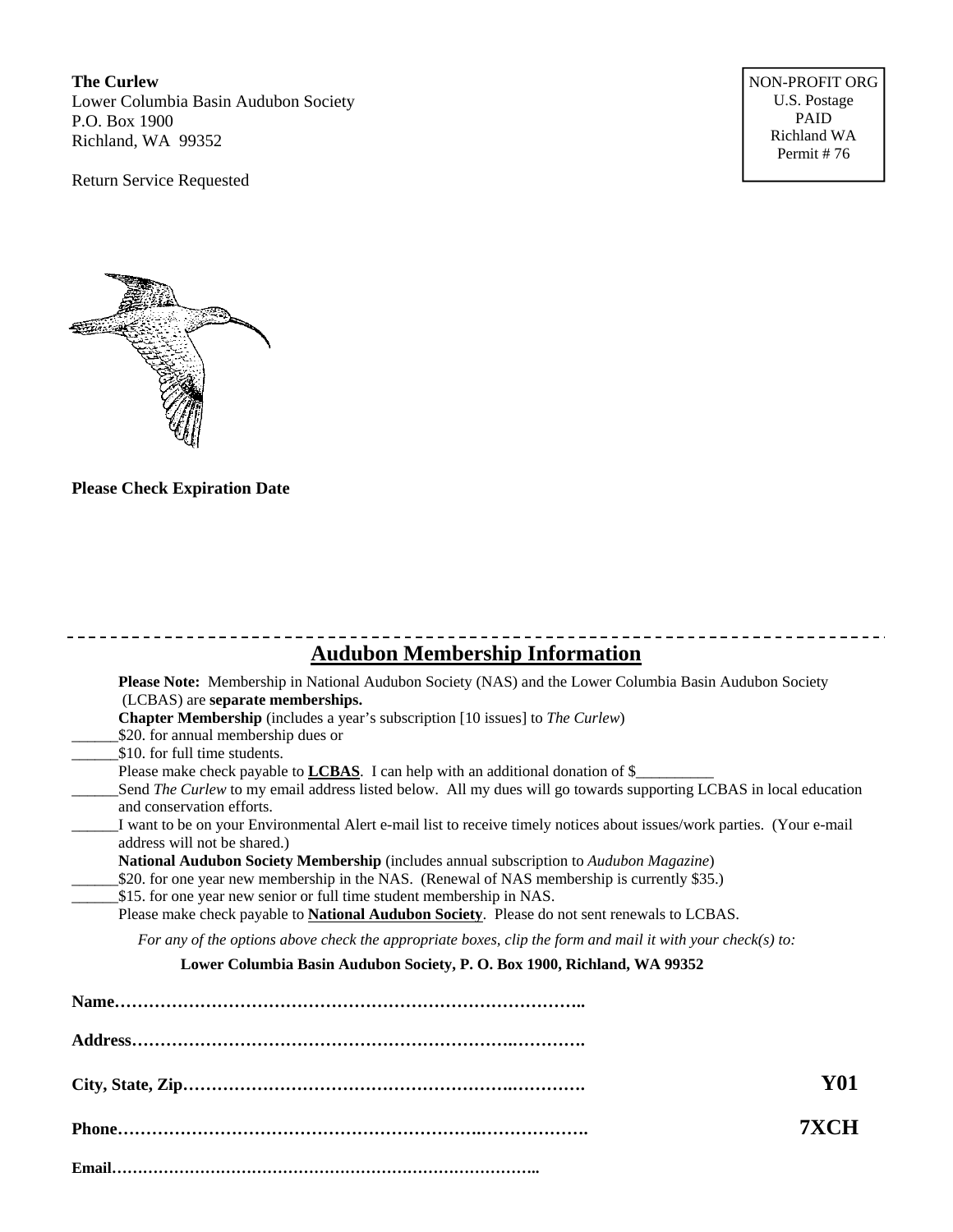**The Curlew**
Lower Columbia Basin Audubon Society
P.O. Box 1900
Richland, WA 99352

Return Service Requested

NON-PROFIT ORG
U.S. Postage
PAID
Richland WA
Permit # 76

**Please Check Expiration Date**

## Audubon Membership Information

**Please Note:** Membership in National Audubon Society (NAS) and the Lower Columbia Basin Audubon Society (LCBAS) are **separate memberships.**

**Chapter Membership** (includes a year's subscription [10 issues] to *The Curlew*)

______$20. for annual membership dues or

______$10. for full time students.

Please make check payable to **LCBAS**. I can help with an additional donation of $__________

______Send *The Curlew* to my email address listed below. All my dues will go towards supporting LCBAS in local education and conservation efforts.

______I want to be on your Environmental Alert e-mail list to receive timely notices about issues/work parties. (Your e-mail address will not be shared.)

**National Audubon Society Membership** (includes annual subscription to *Audubon Magazine*)

______$20. for one year new membership in the NAS. (Renewal of NAS membership is currently $35.)

______$15. for one year new senior or full time student membership in NAS.

Please make check payable to **National Audubon Society**. Please do not sent renewals to LCBAS.

*For any of the options above check the appropriate boxes, clip the form and mail it with your check(s) to:*

**Lower Columbia Basin Audubon Society, P. O. Box 1900, Richland, WA 99352**

**Name……………………………………………………………………..**

**Address………………………………………………………….………….**

**City, State, Zip………………………………………………….………….** **Y01**

**Phone………………………………………………………….……………….** **7XCH**

**Email……………………………………………………………………..**